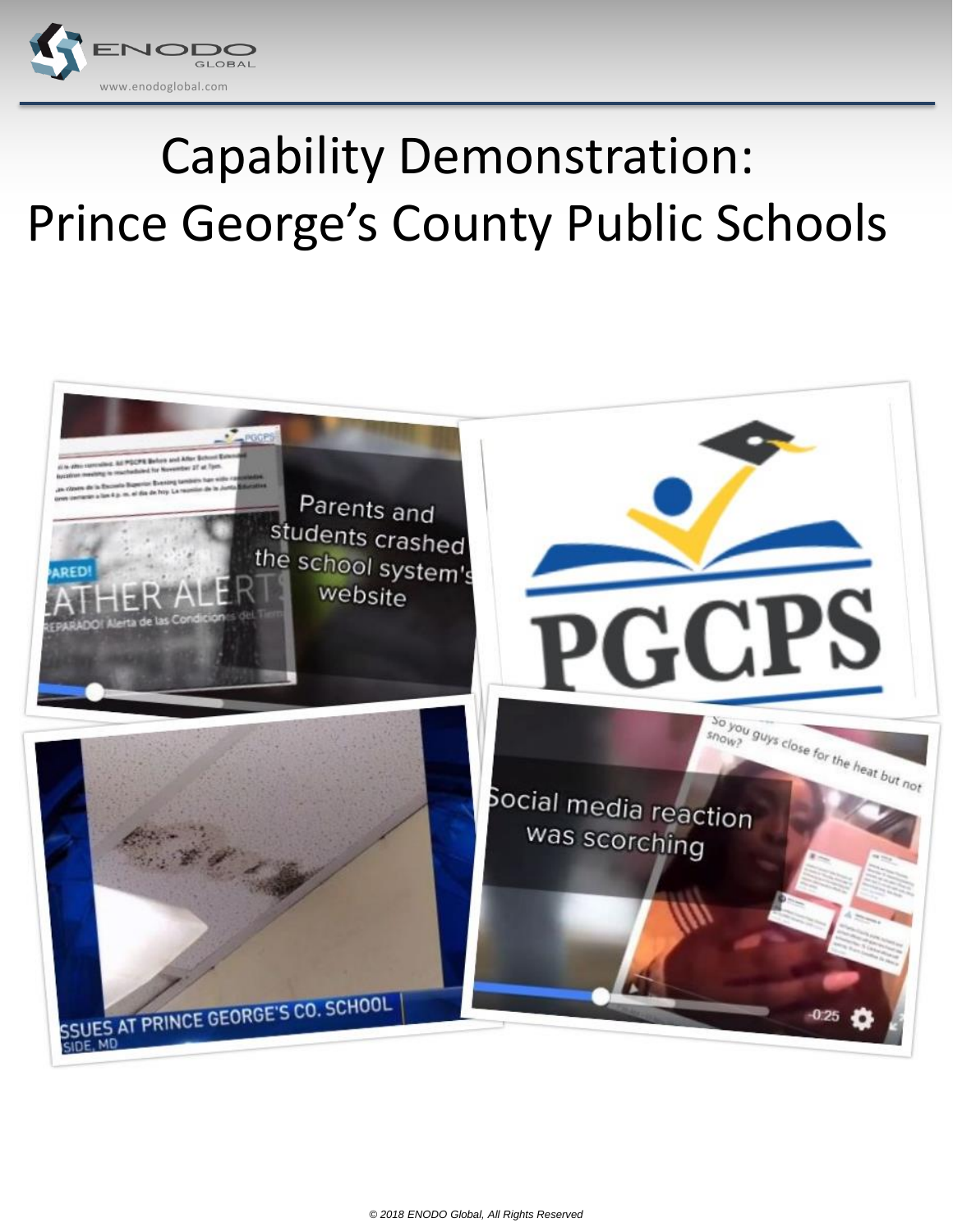# Capability Demonstration: Prince George's County Public Schools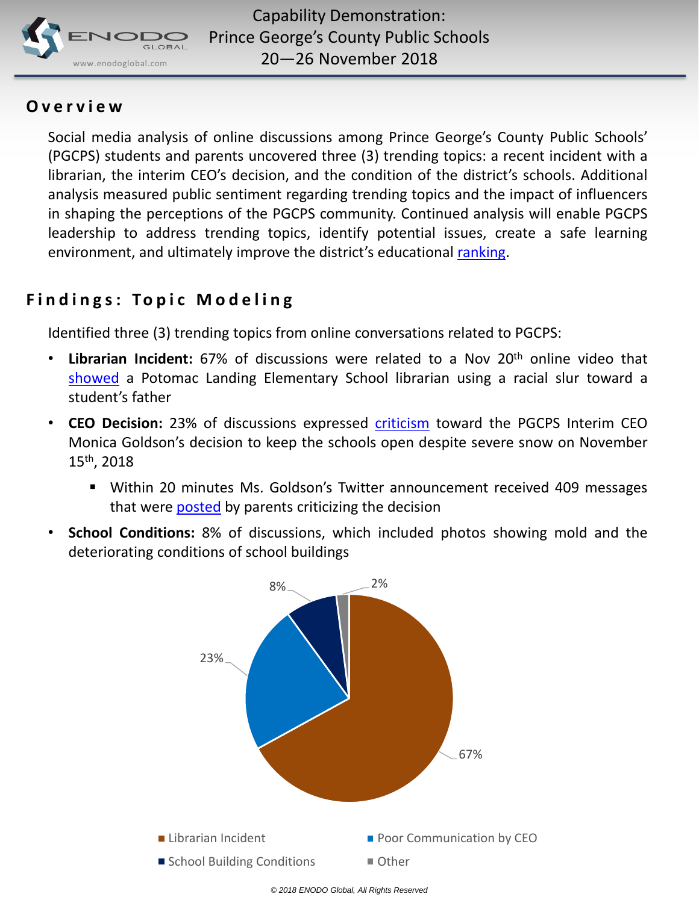# Capability Demonstration: Prince George's County Public Schools 20—26 November 2018

## Overview

Social media analysis of online discussions among Prince George's County Public Schools' (PGCPS) students and parents uncovered three (3) trending topics: a recent incident with a librarian, the interim CEO's decision, and the condition of the district's schools. Additional analysis measured public sentiment regarding trending topics and the impact of influencers in shaping the perceptions of the PGCPS community. Continued analysis will enable PGCPS leadership to address trending topics, identify potential issues, create a safe learning environment, and ultimately improve the district's educational ranking.

## Findings: Topic Modeling

Identified three (3) trending topics from online conversations related to PGCPS:

- **Librarian Incident:** 67% of discussions were related to a Nov 20th online video that showed a Potomac Landing Elementary School librarian using a racial slur toward a student's father
- **CEO Decision:** 23% of discussions expressed criticism toward the PGCPS Interim CEO Monica Goldson's decision to keep the schools open despite severe snow on November 15th, 2018
  - Within 20 minutes Ms. Goldson's Twitter announcement received 409 messages that were posted by parents criticizing the decision
- **School Conditions:** 8% of discussions, which included photos showing mold and the deteriorating conditions of school buildings

| Topic | Share |
| --- | --- |
| Librarian Incident | 67% |
| Poor Communication by CEO | 23% |
| School Building Conditions | 8% |
| Other | 2% |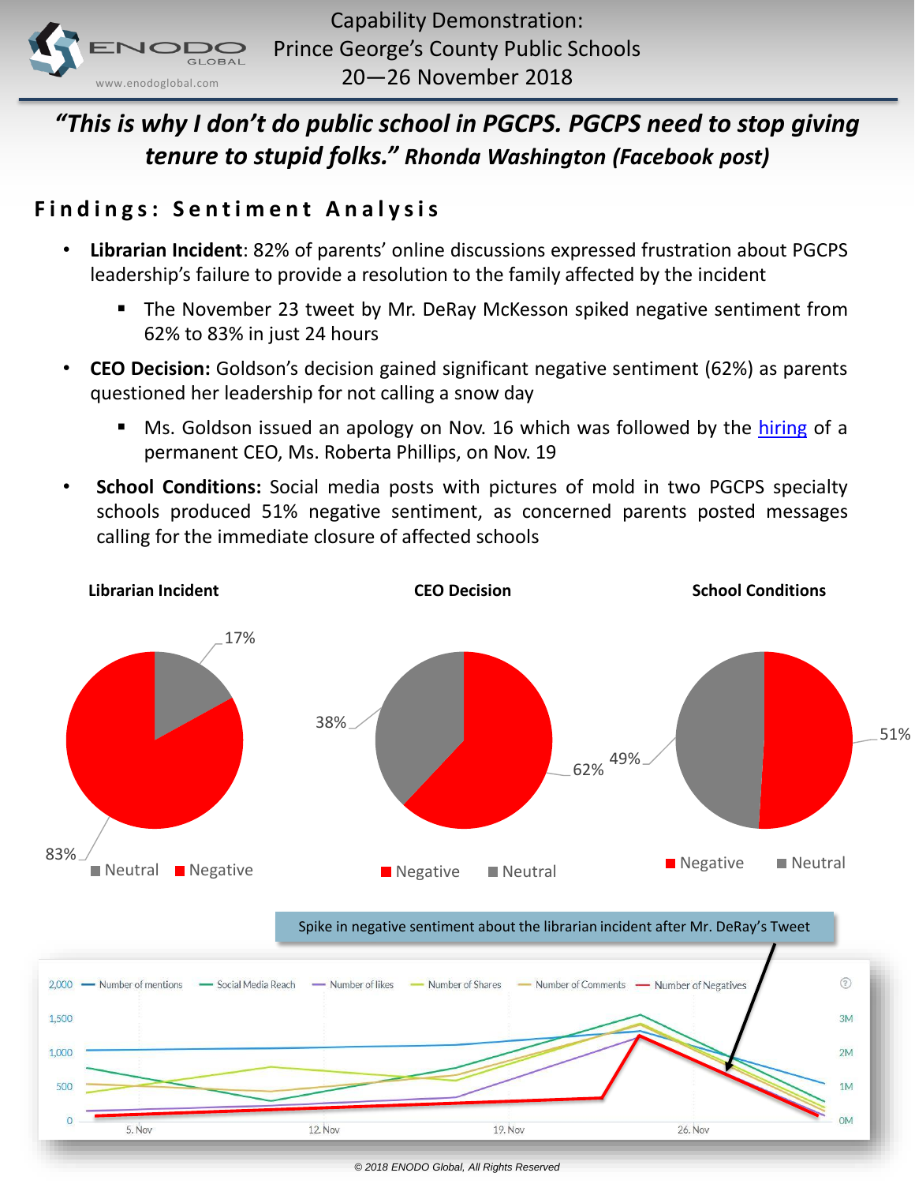# Capability Demonstration: Prince George's County Public Schools 20—26 November 2018

***"This is why I don't do public school in PGCPS. PGCPS need to stop giving tenure to stupid folks." Rhonda Washington (Facebook post)***

## Findings: Sentiment Analysis

- **Librarian Incident**: 82% of parents' online discussions expressed frustration about PGCPS leadership's failure to provide a resolution to the family affected by the incident
  - The November 23 tweet by Mr. DeRay McKesson spiked negative sentiment from 62% to 83% in just 24 hours
- **CEO Decision:** Goldson's decision gained significant negative sentiment (62%) as parents questioned her leadership for not calling a snow day
  - Ms. Goldson issued an apology on Nov. 16 which was followed by the hiring of a permanent CEO, Ms. Roberta Phillips, on Nov. 19
- **School Conditions:** Social media posts with pictures of mold in two PGCPS specialty schools produced 51% negative sentiment, as concerned parents posted messages calling for the immediate closure of affected schools

**Librarian Incident**

| Sentiment | Share |
| --- | --- |
| Neutral | 17% |
| Negative | 83% |

**CEO Decision**

| Sentiment | Share |
| --- | --- |
| Negative | 62% |
| Neutral | 38% |

**School Conditions**

| Sentiment | Share |
| --- | --- |
| Negative | 51% |
| Neutral | 49% |

Spike in negative sentiment about the librarian incident after Mr. DeRay's Tweet

Legend: Number of mentions, Social Media Reach, Number of likes, Number of Shares, Number of Comments, Number of Negatives

Left axis: 0, 500, 1,000, 1,500, 2,000. Right axis: 0M, 1M, 2M, 3M. X-axis: 5. Nov, 12. Nov, 19. Nov, 26. Nov

© 2018 ENODO Global, All Rights Reserved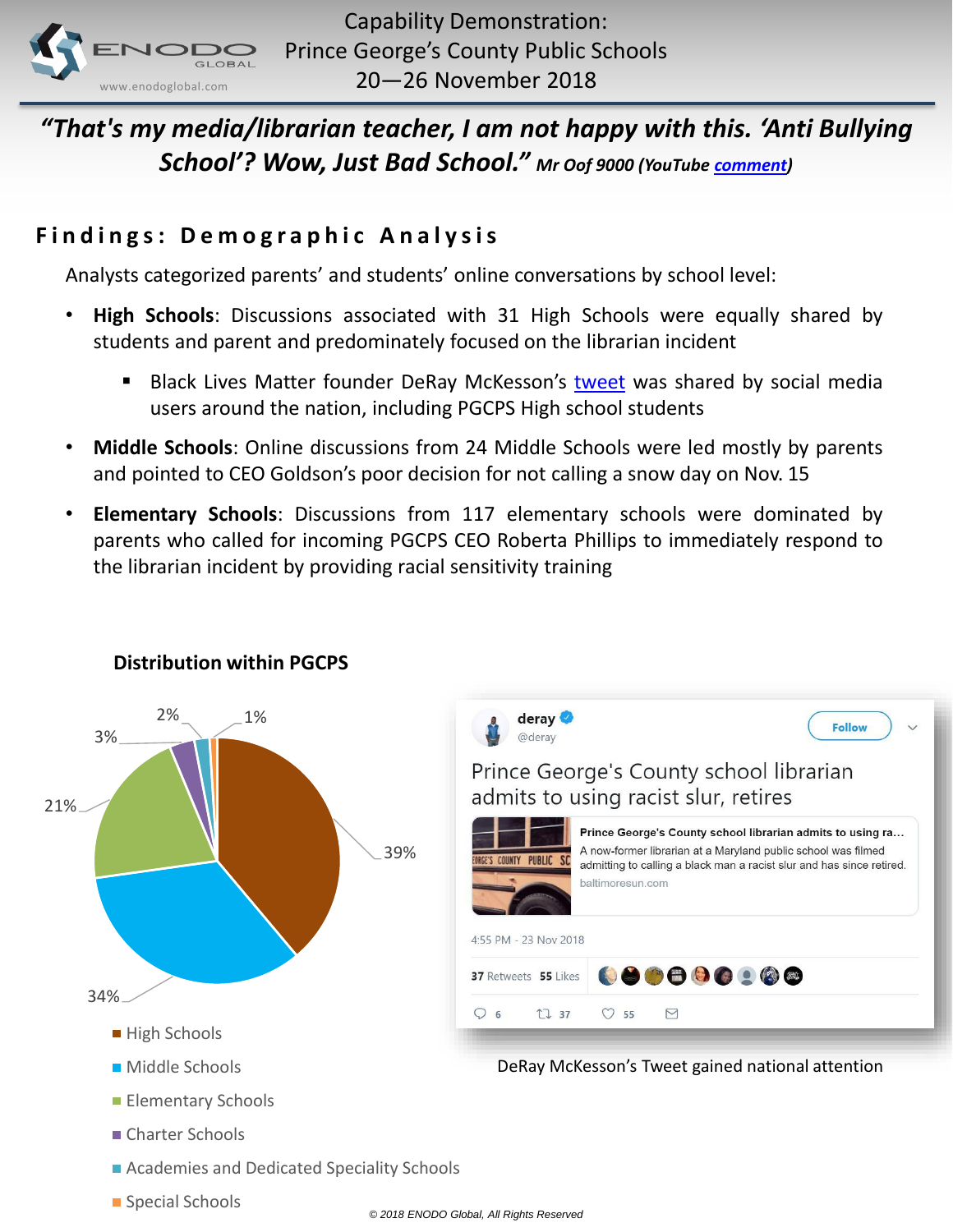**Capability Demonstration: Prince George's County Public Schools 20—26 November 2018**

***"That's my media/librarian teacher, I am not happy with this. 'Anti Bullying School'? Wow, Just Bad School." Mr Oof 9000 (YouTube comment)***

## Findings: Demographic Analysis

Analysts categorized parents' and students' online conversations by school level:

- **High Schools**: Discussions associated with 31 High Schools were equally shared by students and parent and predominately focused on the librarian incident
  - Black Lives Matter founder DeRay McKesson's tweet was shared by social media users around the nation, including PGCPS High school students
- **Middle Schools**: Online discussions from 24 Middle Schools were led mostly by parents and pointed to CEO Goldson's poor decision for not calling a snow day on Nov. 15
- **Elementary Schools**: Discussions from 117 elementary schools were dominated by parents who called for incoming PGCPS CEO Roberta Phillips to immediately respond to the librarian incident by providing racial sensitivity training

**Distribution within PGCPS**

| School Level | Share |
| --- | --- |
| High Schools | 39% |
| Middle Schools | 34% |
| Elementary Schools | 21% |
| Charter Schools | 3% |
| Academies and Dedicated Speciality Schools | 2% |
| Special Schools | 1% |

deray @deray
Follow

Prince George's County school librarian admits to using racist slur, retires

Prince George's County school librarian admits to using ra…
A now-former librarian at a Maryland public school was filmed admitting to calling a black man a racist slur and has since retired.
baltimoresun.com

4:55 PM - 23 Nov 2018

37 Retweets 55 Likes

6 37 55

DeRay McKesson's Tweet gained national attention

© 2018 ENODO Global, All Rights Reserved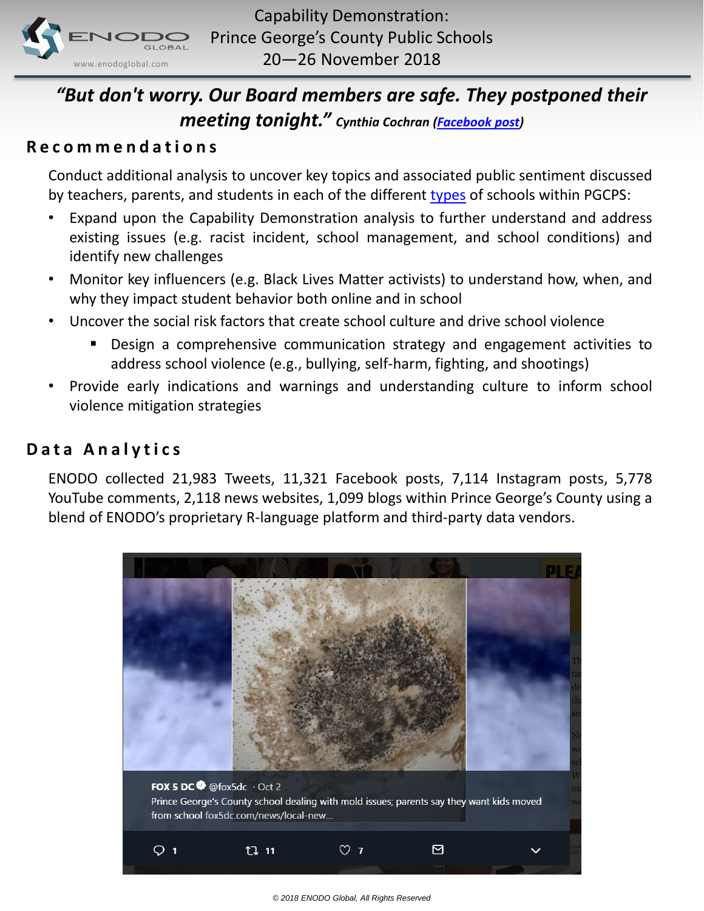Capability Demonstration:
Prince George's County Public Schools
20—26 November 2018

***"But don't worry. Our Board members are safe. They postponed their meeting tonight."*** *Cynthia Cochran ([Facebook post])*

## Recommendations

Conduct additional analysis to uncover key topics and associated public sentiment discussed by teachers, parents, and students in each of the different types of schools within PGCPS:

- Expand upon the Capability Demonstration analysis to further understand and address existing issues (e.g. racist incident, school management, and school conditions) and identify new challenges
- Monitor key influencers (e.g. Black Lives Matter activists) to understand how, when, and why they impact student behavior both online and in school
- Uncover the social risk factors that create school culture and drive school violence
  - Design a comprehensive communication strategy and engagement activities to address school violence (e.g., bullying, self-harm, fighting, and shootings)
- Provide early indications and warnings and understanding culture to inform school violence mitigation strategies

## Data Analytics

ENODO collected 21,983 Tweets, 11,321 Facebook posts, 7,114 Instagram posts, 5,778 YouTube comments, 2,118 news websites, 1,099 blogs within Prince George's County using a blend of ENODO's proprietary R-language platform and third-party data vendors.

FOX 5 DC @fox5dc · Oct 2
Prince George's County school dealing with mold issues; parents say they want kids moved from school fox5dc.com/news/local-new...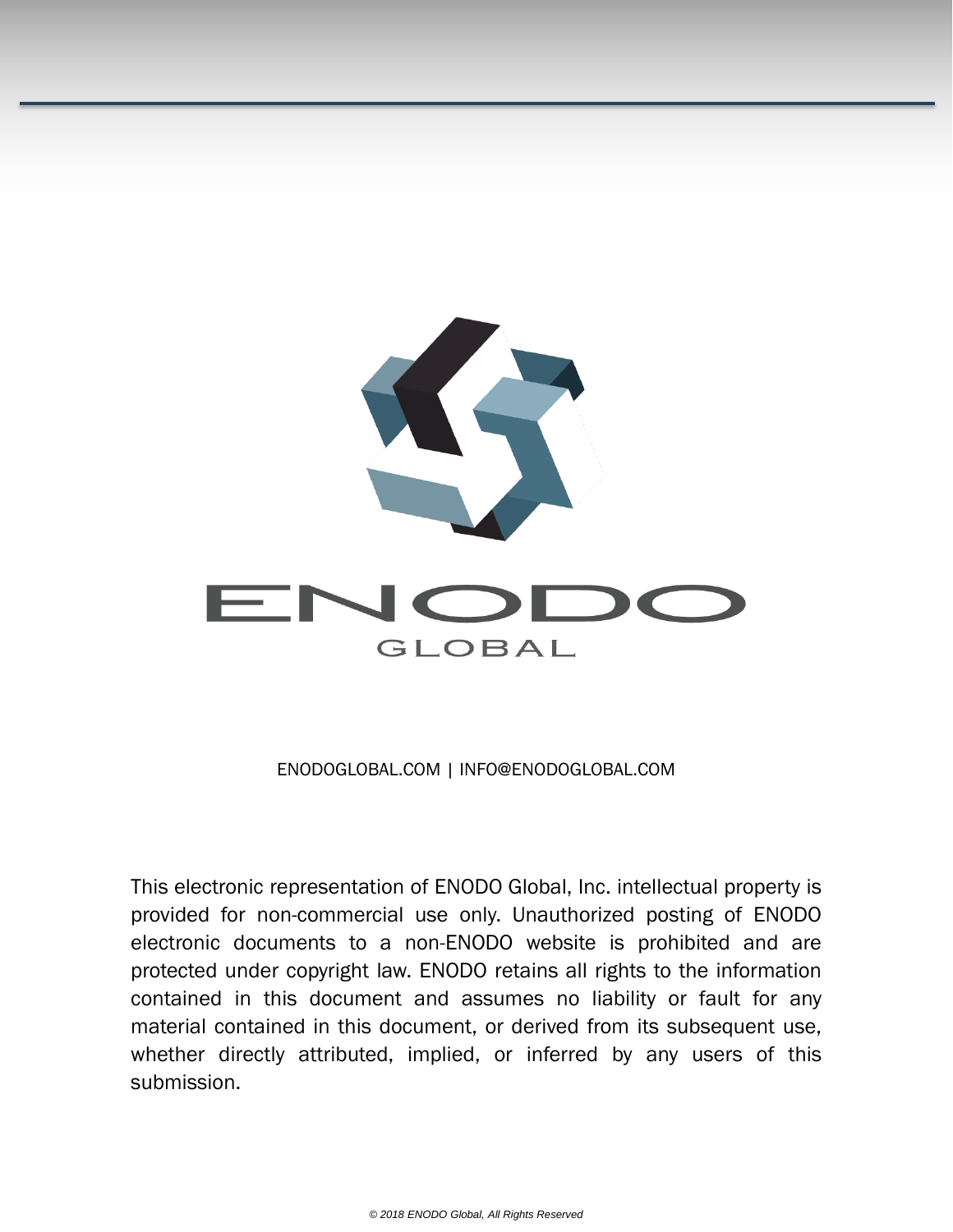ENODO

GLOBAL

ENODOGLOBAL.COM | INFO@ENODOGLOBAL.COM

This electronic representation of ENODO Global, Inc. intellectual property is provided for non-commercial use only. Unauthorized posting of ENODO electronic documents to a non-ENODO website is prohibited and are protected under copyright law. ENODO retains all rights to the information contained in this document and assumes no liability or fault for any material contained in this document, or derived from its subsequent use, whether directly attributed, implied, or inferred by any users of this submission.

*© 2018 ENODO Global, All Rights Reserved*